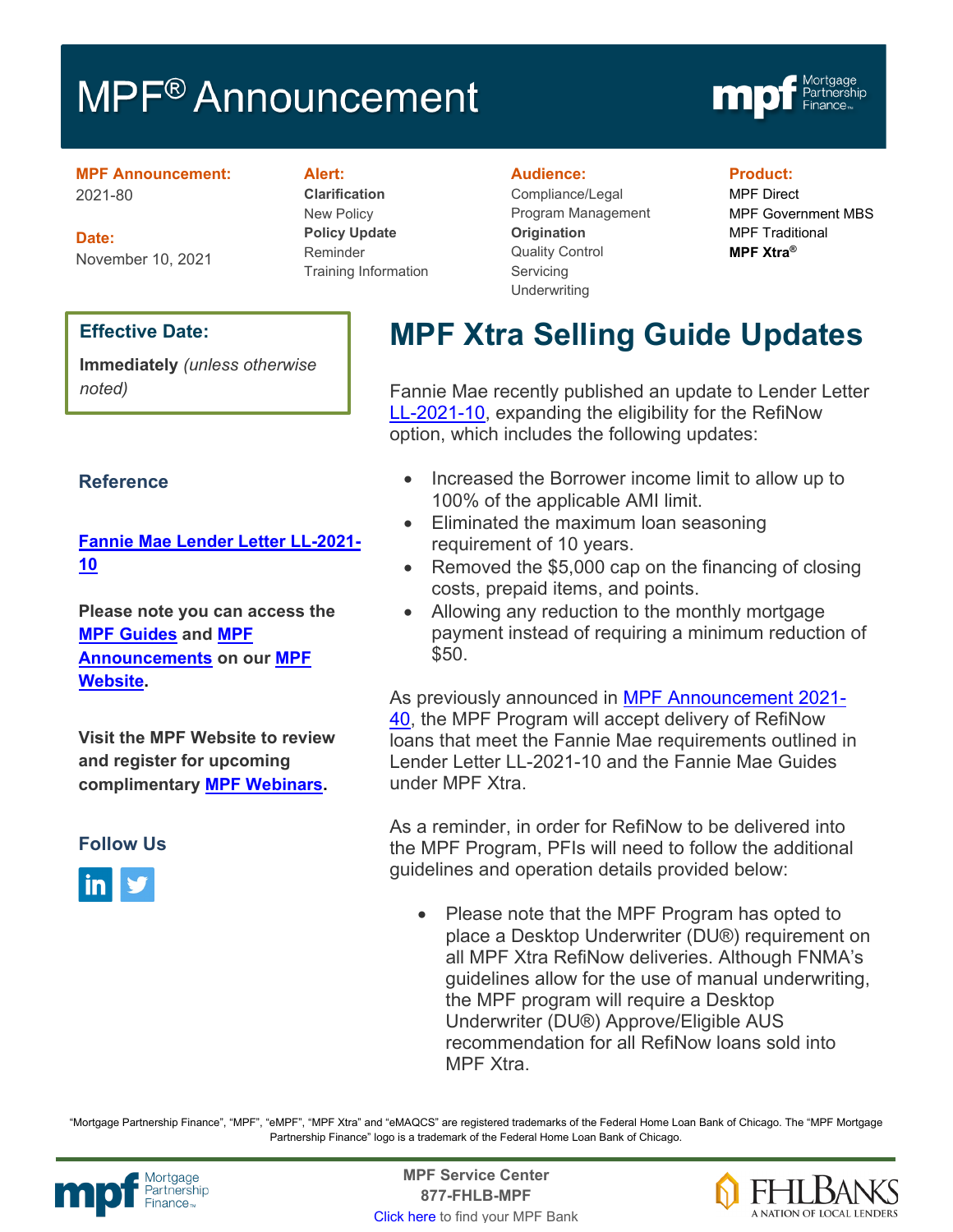# MPF® Announcement

**MPF Announcement:**
2021-80

**Date:**
November 10, 2021

**Alert:**
**Clarification**
New Policy
**Policy Update**
Reminder
Training Information

**Audience:**
Compliance/Legal
Program Management
**Origination**
Quality Control
Servicing
Underwriting

**Product:**
MPF Direct
MPF Government MBS
MPF Traditional
**MPF Xtra®**

**Effective Date:**

**Immediately** *(unless otherwise noted)*

**Reference**

**Fannie Mae Lender Letter LL-2021-10**

**Please note you can access the MPF Guides and MPF Announcements on our MPF Website.**

**Visit the MPF Website to review and register for upcoming complimentary MPF Webinars.**

**Follow Us**

## MPF Xtra Selling Guide Updates

Fannie Mae recently published an update to Lender Letter LL-2021-10, expanding the eligibility for the RefiNow option, which includes the following updates:

- Increased the Borrower income limit to allow up to 100% of the applicable AMI limit.
- Eliminated the maximum loan seasoning requirement of 10 years.
- Removed the $5,000 cap on the financing of closing costs, prepaid items, and points.
- Allowing any reduction to the monthly mortgage payment instead of requiring a minimum reduction of $50.

As previously announced in MPF Announcement 2021-40, the MPF Program will accept delivery of RefiNow loans that meet the Fannie Mae requirements outlined in Lender Letter LL-2021-10 and the Fannie Mae Guides under MPF Xtra.

As a reminder, in order for RefiNow to be delivered into the MPF Program, PFIs will need to follow the additional guidelines and operation details provided below:

- Please note that the MPF Program has opted to place a Desktop Underwriter (DU®) requirement on all MPF Xtra RefiNow deliveries. Although FNMA's guidelines allow for the use of manual underwriting, the MPF program will require a Desktop Underwriter (DU®) Approve/Eligible AUS recommendation for all RefiNow loans sold into MPF Xtra.

"Mortgage Partnership Finance", "MPF", "eMPF", "MPF Xtra" and "eMAQCS" are registered trademarks of the Federal Home Loan Bank of Chicago. The "MPF Mortgage Partnership Finance" logo is a trademark of the Federal Home Loan Bank of Chicago.

**MPF Service Center**
**877-FHLB-MPF**
Click here to find your MPF Bank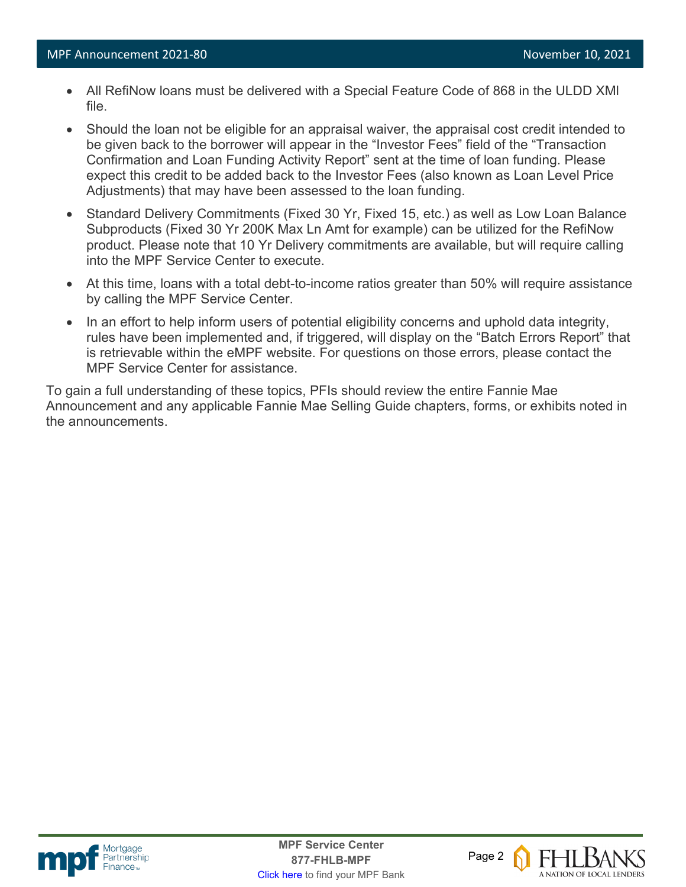- All RefiNow loans must be delivered with a Special Feature Code of 868 in the ULDD XMl file.
- Should the loan not be eligible for an appraisal waiver, the appraisal cost credit intended to be given back to the borrower will appear in the "Investor Fees" field of the "Transaction Confirmation and Loan Funding Activity Report" sent at the time of loan funding. Please expect this credit to be added back to the Investor Fees (also known as Loan Level Price Adjustments) that may have been assessed to the loan funding.
- Standard Delivery Commitments (Fixed 30 Yr, Fixed 15, etc.) as well as Low Loan Balance Subproducts (Fixed 30 Yr 200K Max Ln Amt for example) can be utilized for the RefiNow product. Please note that 10 Yr Delivery commitments are available, but will require calling into the MPF Service Center to execute.
- At this time, loans with a total debt-to-income ratios greater than 50% will require assistance by calling the MPF Service Center.
- In an effort to help inform users of potential eligibility concerns and uphold data integrity, rules have been implemented and, if triggered, will display on the "Batch Errors Report" that is retrievable within the eMPF website. For questions on those errors, please contact the MPF Service Center for assistance.

To gain a full understanding of these topics, PFIs should review the entire Fannie Mae Announcement and any applicable Fannie Mae Selling Guide chapters, forms, or exhibits noted in the announcements.